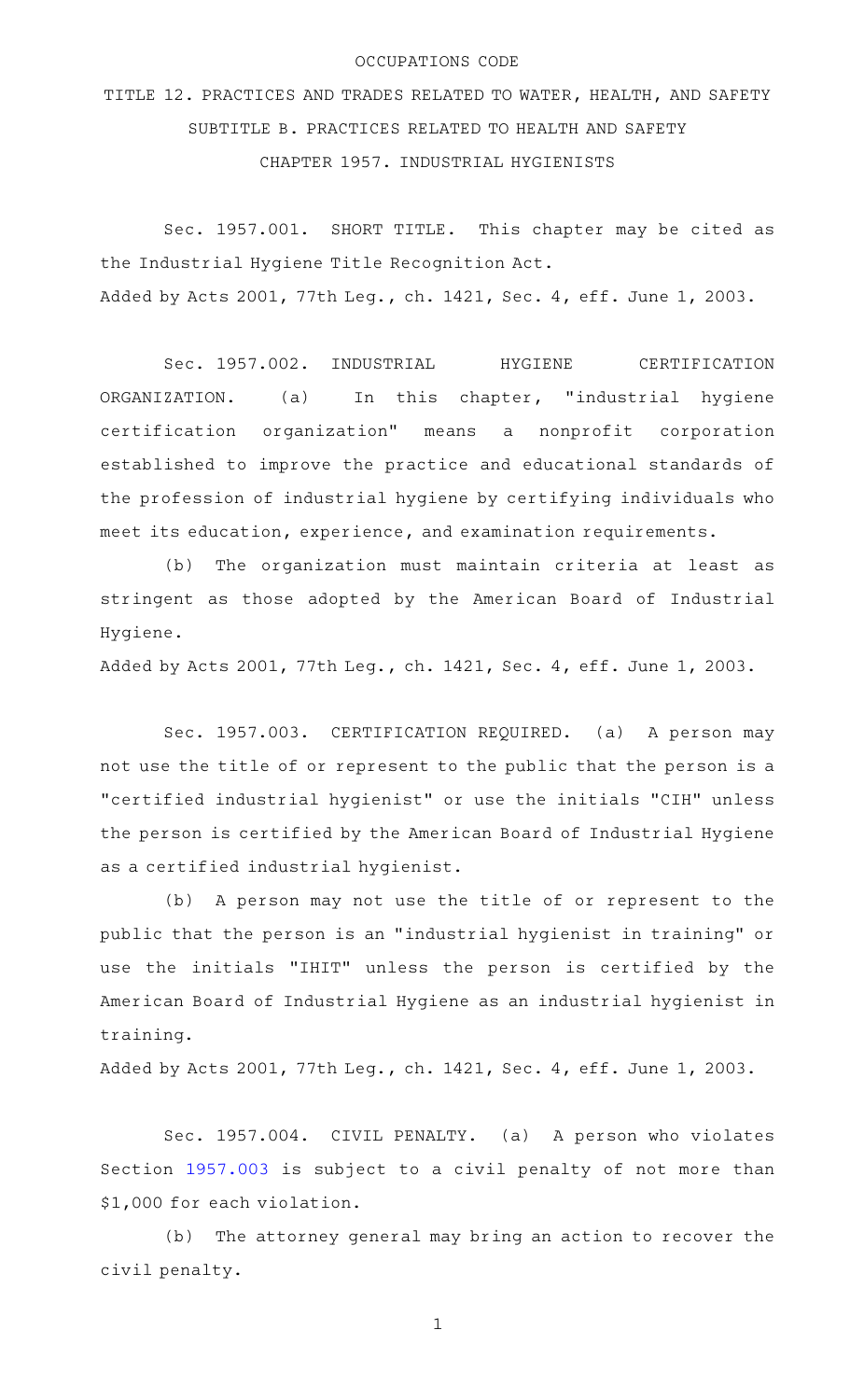OCCUPATIONS CODE

TITLE 12. PRACTICES AND TRADES RELATED TO WATER, HEALTH, AND SAFETY

SUBTITLE B. PRACTICES RELATED TO HEALTH AND SAFETY

CHAPTER 1957. INDUSTRIAL HYGIENISTS

Sec. 1957.001. SHORT TITLE. This chapter may be cited as the Industrial Hygiene Title Recognition Act.

Added by Acts 2001, 77th Leg., ch. 1421, Sec. 4, eff. June 1, 2003.

Sec. 1957.002. INDUSTRIAL HYGIENE CERTIFICATION ORGANIZATION. (a) In this chapter, "industrial hygiene certification organization" means a nonprofit corporation established to improve the practice and educational standards of the profession of industrial hygiene by certifying individuals who meet its education, experience, and examination requirements.

(b) The organization must maintain criteria at least as stringent as those adopted by the American Board of Industrial Hygiene.

Added by Acts 2001, 77th Leg., ch. 1421, Sec. 4, eff. June 1, 2003.

Sec. 1957.003. CERTIFICATION REQUIRED. (a) A person may not use the title of or represent to the public that the person is a "certified industrial hygienist" or use the initials "CIH" unless the person is certified by the American Board of Industrial Hygiene as a certified industrial hygienist.

(b) A person may not use the title of or represent to the public that the person is an "industrial hygienist in training" or use the initials "IHIT" unless the person is certified by the American Board of Industrial Hygiene as an industrial hygienist in training.

Added by Acts 2001, 77th Leg., ch. 1421, Sec. 4, eff. June 1, 2003.

Sec. 1957.004. CIVIL PENALTY. (a) A person who violates Section 1957.003 is subject to a civil penalty of not more than $1,000 for each violation.

(b) The attorney general may bring an action to recover the civil penalty.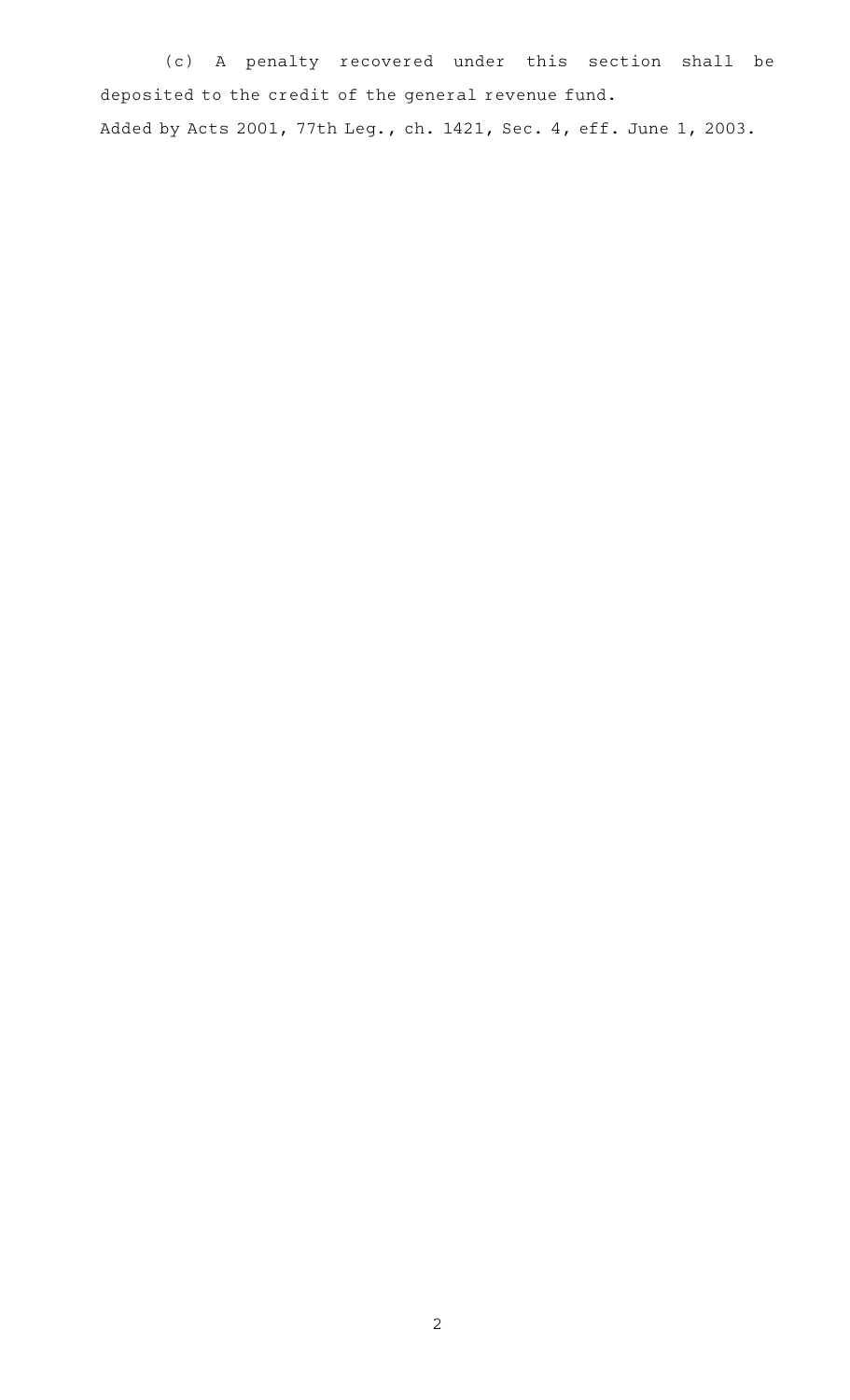(c) A penalty recovered under this section shall be deposited to the credit of the general revenue fund.

Added by Acts 2001, 77th Leg., ch. 1421, Sec. 4, eff. June 1, 2003.